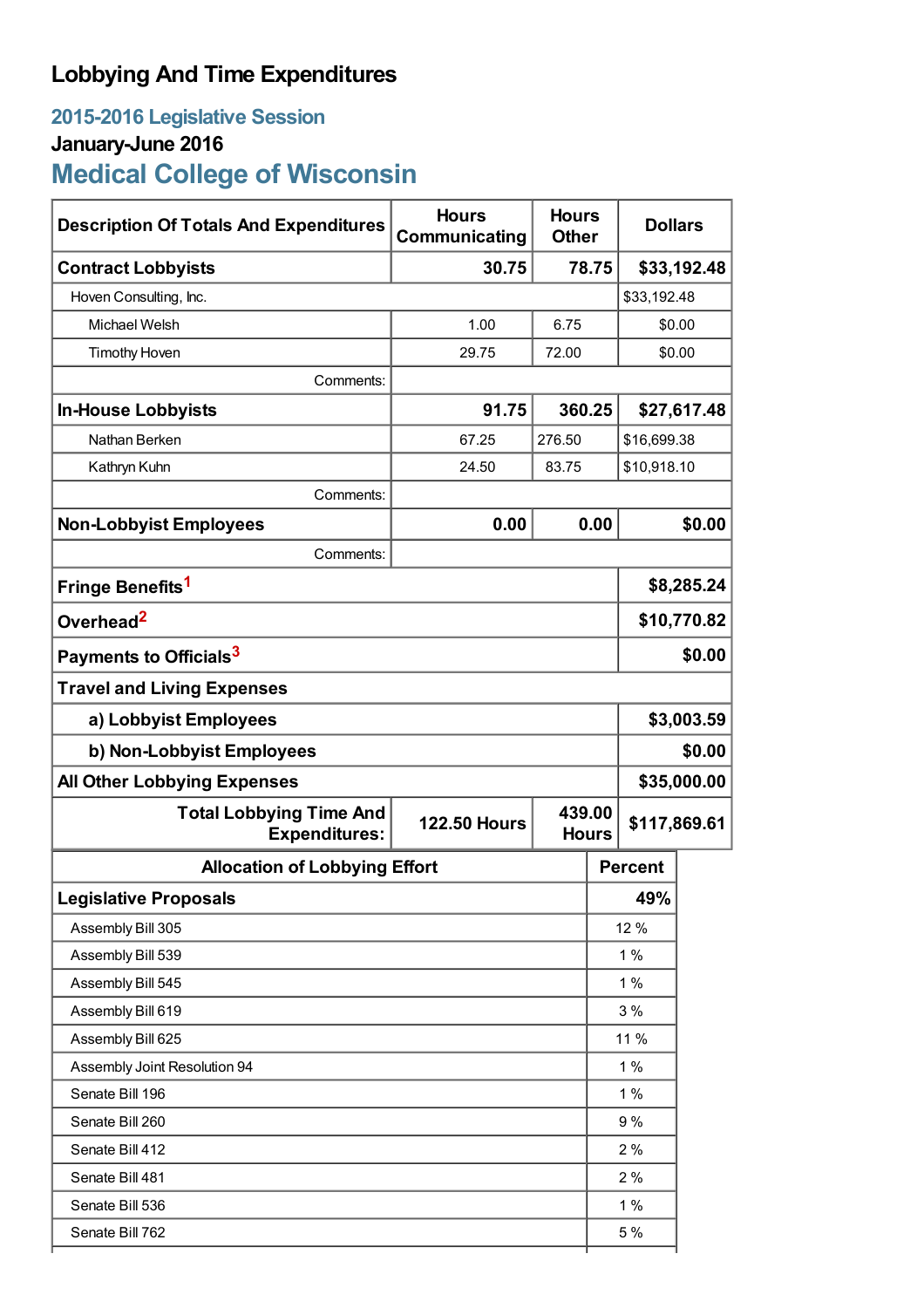# Lobbying And Time Expenditures

## 2015-2016 Legislative Session

### January-June 2016

## Medical College of Wisconsin

| Description Of Totals And Expenditures | Hours Communicating | Hours Other | Dollars |
|---|---|---|---|
| **Contract Lobbyists** | **30.75** | **78.75** | **$33,192.48** |
| Hoven Consulting, Inc. | | | $33,192.48 |
| Michael Welsh | 1.00 | 6.75 | $0.00 |
| Timothy Hoven | 29.75 | 72.00 | $0.00 |
| Comments: | | | |
| **In-House Lobbyists** | **91.75** | **360.25** | **$27,617.48** |
| Nathan Berken | 67.25 | 276.50 | $16,699.38 |
| Kathryn Kuhn | 24.50 | 83.75 | $10,918.10 |
| Comments: | | | |
| **Non-Lobbyist Employees** | **0.00** | **0.00** | **$0.00** |
| Comments: | | | |
| **Fringe Benefits**[1] | | | **$8,285.24** |
| **Overhead**[2] | | | **$10,770.82** |
| **Payments to Officials**[3] | | | **$0.00** |
| **Travel and Living Expenses** | | | |
| **a) Lobbyist Employees** | | | **$3,003.59** |
| **b) Non-Lobbyist Employees** | | | **$0.00** |
| **All Other Lobbying Expenses** | | | **$35,000.00** |
| **Total Lobbying Time And Expenditures:** | **122.50 Hours** | **439.00 Hours** | **$117,869.61** |

| Allocation of Lobbying Effort | Percent |
|---|---|
| **Legislative Proposals** | **49%** |
| Assembly Bill 305 | 12 % |
| Assembly Bill 539 | 1 % |
| Assembly Bill 545 | 1 % |
| Assembly Bill 619 | 3 % |
| Assembly Bill 625 | 11 % |
| Assembly Joint Resolution 94 | 1 % |
| Senate Bill 196 | 1 % |
| Senate Bill 260 | 9 % |
| Senate Bill 412 | 2 % |
| Senate Bill 481 | 2 % |
| Senate Bill 536 | 1 % |
| Senate Bill 762 | 5 % |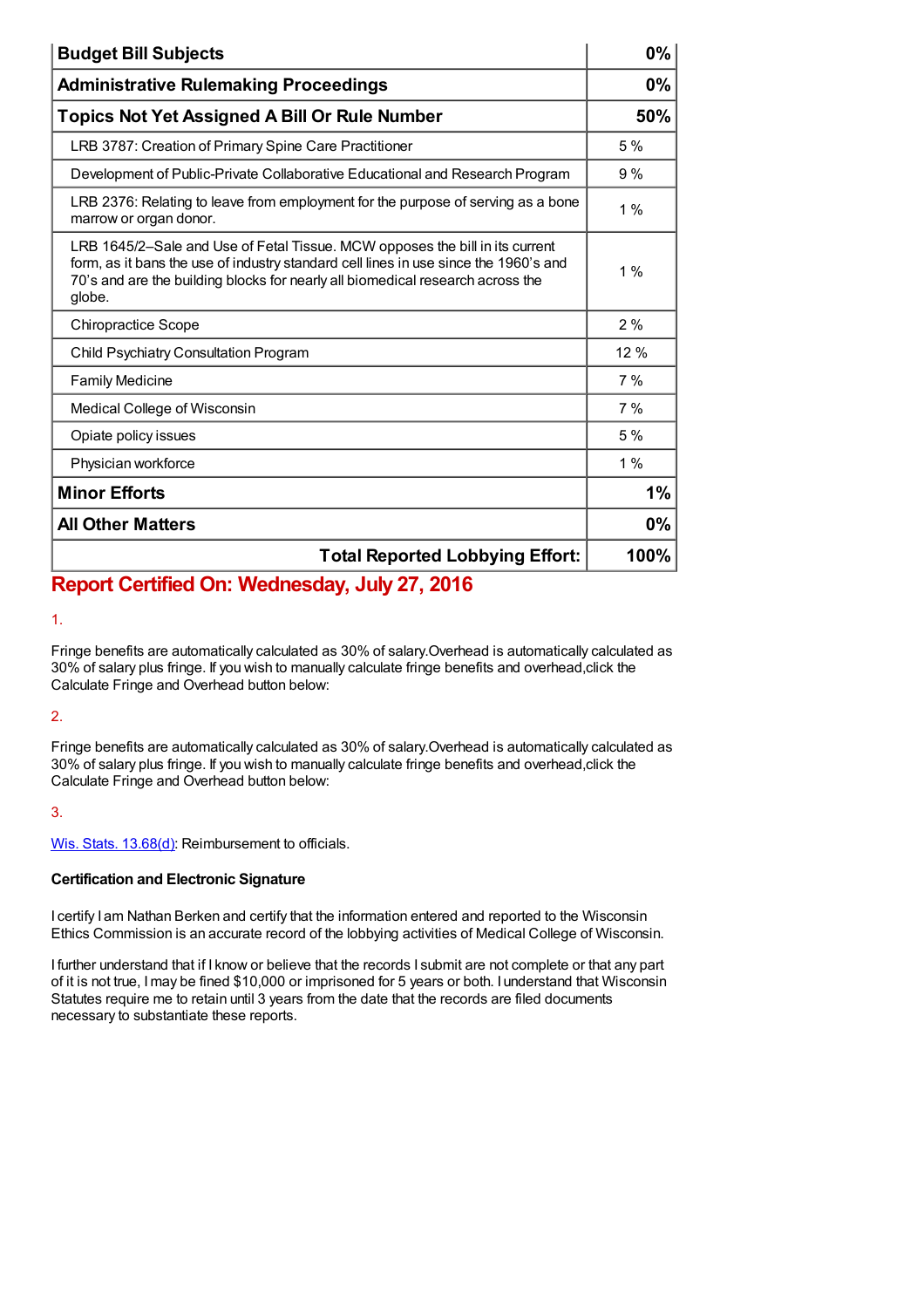| | |
|---|---|
| **Budget Bill Subjects** | **0%** |
| **Administrative Rulemaking Proceedings** | **0%** |
| **Topics Not Yet Assigned A Bill Or Rule Number** | **50%** |
| LRB 3787: Creation of Primary Spine Care Practitioner | 5 % |
| Development of Public-Private Collaborative Educational and Research Program | 9 % |
| LRB 2376: Relating to leave from employment for the purpose of serving as a bone marrow or organ donor. | 1 % |
| LRB 1645/2–Sale and Use of Fetal Tissue. MCW opposes the bill in its current form, as it bans the use of industry standard cell lines in use since the 1960's and 70's and are the building blocks for nearly all biomedical research across the globe. | 1 % |
| Chiropractice Scope | 2 % |
| Child Psychiatry Consultation Program | 12 % |
| Family Medicine | 7 % |
| Medical College of Wisconsin | 7 % |
| Opiate policy issues | 5 % |
| Physician workforce | 1 % |
| **Minor Efforts** | **1%** |
| **All Other Matters** | **0%** |
| **Total Reported Lobbying Effort:** | **100%** |

## Report Certified On: Wednesday, July 27, 2016

1.

Fringe benefits are automatically calculated as 30% of salary.Overhead is automatically calculated as 30% of salary plus fringe. If you wish to manually calculate fringe benefits and overhead,click the Calculate Fringe and Overhead button below:

2.

Fringe benefits are automatically calculated as 30% of salary.Overhead is automatically calculated as 30% of salary plus fringe. If you wish to manually calculate fringe benefits and overhead,click the Calculate Fringe and Overhead button below:

3.

Wis. Stats. 13.68(d): Reimbursement to officials.

**Certification and Electronic Signature**

I certify I am Nathan Berken and certify that the information entered and reported to the Wisconsin Ethics Commission is an accurate record of the lobbying activities of Medical College of Wisconsin.

I further understand that if I know or believe that the records I submit are not complete or that any part of it is not true, I may be fined $10,000 or imprisoned for 5 years or both. I understand that Wisconsin Statutes require me to retain until 3 years from the date that the records are filed documents necessary to substantiate these reports.